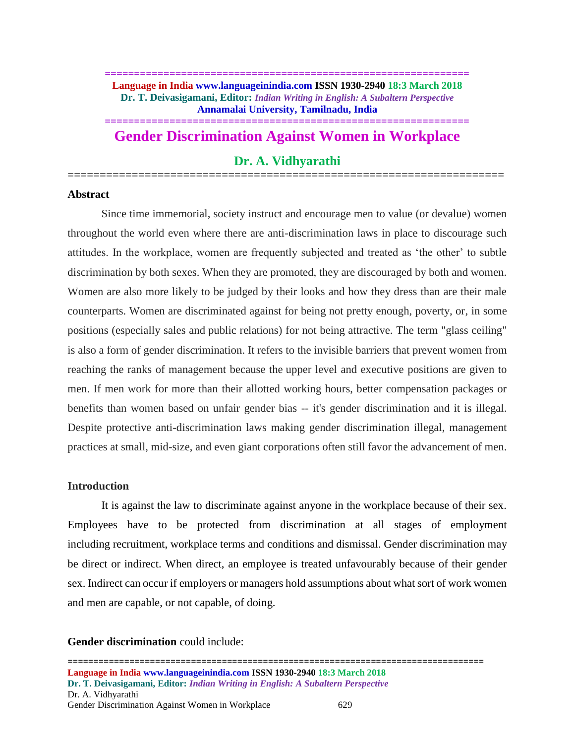# Gender Discrimination Against Women in Workplace

## Dr. A. Vidhyarathi

### Abstract

Since time immemorial, society instruct and encourage men to value (or devalue) women throughout the world even where there are anti-discrimination laws in place to discourage such attitudes. In the workplace, women are frequently subjected and treated as 'the other' to subtle discrimination by both sexes. When they are promoted, they are discouraged by both and women. Women are also more likely to be judged by their looks and how they dress than are their male counterparts. Women are discriminated against for being not pretty enough, poverty, or, in some positions (especially sales and public relations) for not being attractive. The term "glass ceiling" is also a form of gender discrimination. It refers to the invisible barriers that prevent women from reaching the ranks of management because the upper level and executive positions are given to men. If men work for more than their allotted working hours, better compensation packages or benefits than women based on unfair gender bias -- it's gender discrimination and it is illegal. Despite protective anti-discrimination laws making gender discrimination illegal, management practices at small, mid-size, and even giant corporations often still favor the advancement of men.

### Introduction

It is against the law to discriminate against anyone in the workplace because of their sex. Employees have to be protected from discrimination at all stages of employment including recruitment, workplace terms and conditions and dismissal. Gender discrimination may be direct or indirect. When direct, an employee is treated unfavourably because of their gender sex. Indirect can occur if employers or managers hold assumptions about what sort of work women and men are capable, or not capable, of doing.

**Gender discrimination** could include: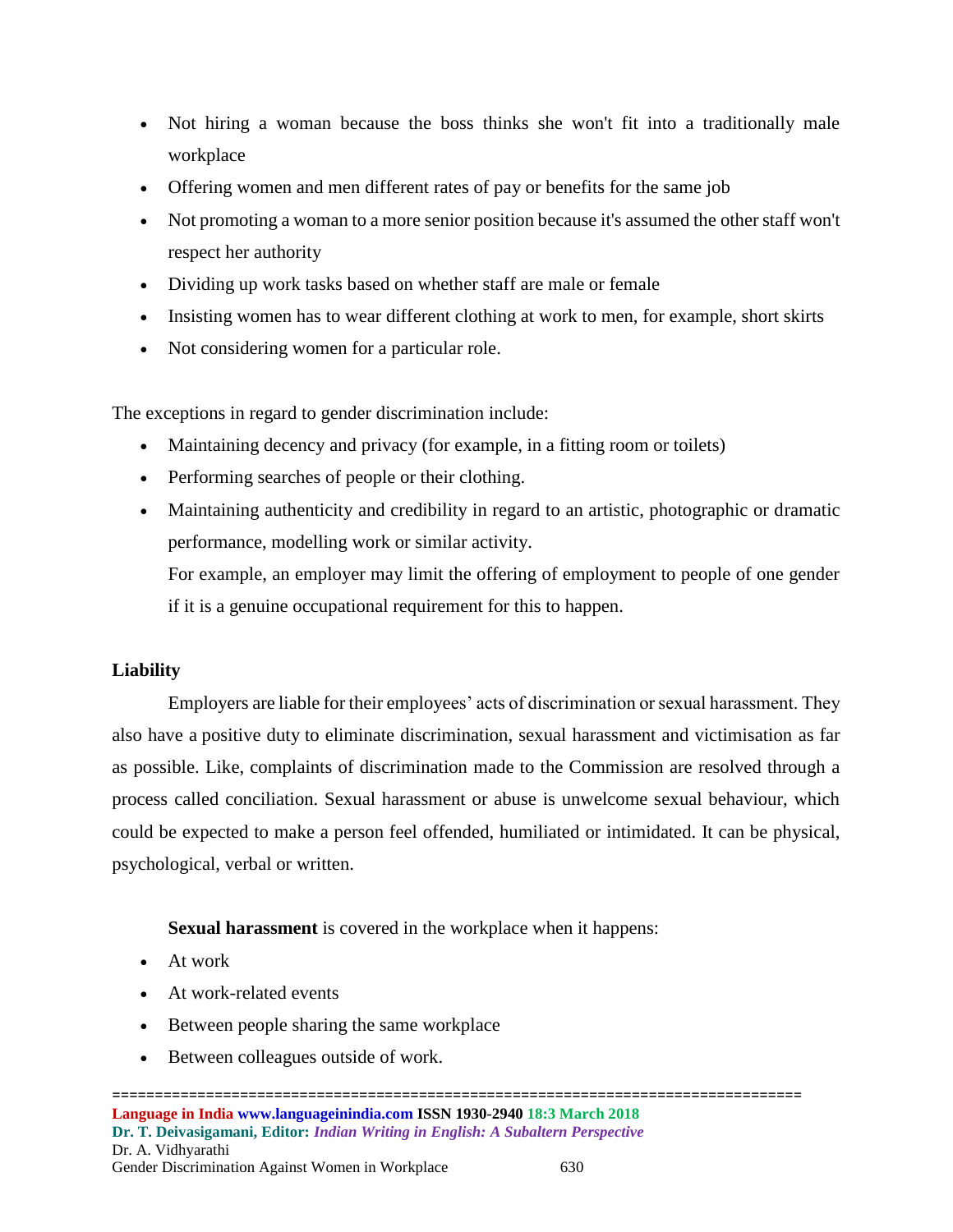- Not hiring a woman because the boss thinks she won't fit into a traditionally male workplace
- Offering women and men different rates of pay or benefits for the same job
- Not promoting a woman to a more senior position because it's assumed the other staff won't respect her authority
- Dividing up work tasks based on whether staff are male or female
- Insisting women has to wear different clothing at work to men, for example, short skirts
- Not considering women for a particular role.

The exceptions in regard to gender discrimination include:

- Maintaining decency and privacy (for example, in a fitting room or toilets)
- Performing searches of people or their clothing.
- Maintaining authenticity and credibility in regard to an artistic, photographic or dramatic performance, modelling work or similar activity.

  For example, an employer may limit the offering of employment to people of one gender if it is a genuine occupational requirement for this to happen.

**Liability**

Employers are liable for their employees' acts of discrimination or sexual harassment. They also have a positive duty to eliminate discrimination, sexual harassment and victimisation as far as possible. Like, complaints of discrimination made to the Commission are resolved through a process called conciliation. Sexual harassment or abuse is unwelcome sexual behaviour, which could be expected to make a person feel offended, humiliated or intimidated. It can be physical, psychological, verbal or written.

**Sexual harassment** is covered in the workplace when it happens:

- At work
- At work-related events
- Between people sharing the same workplace
- Between colleagues outside of work.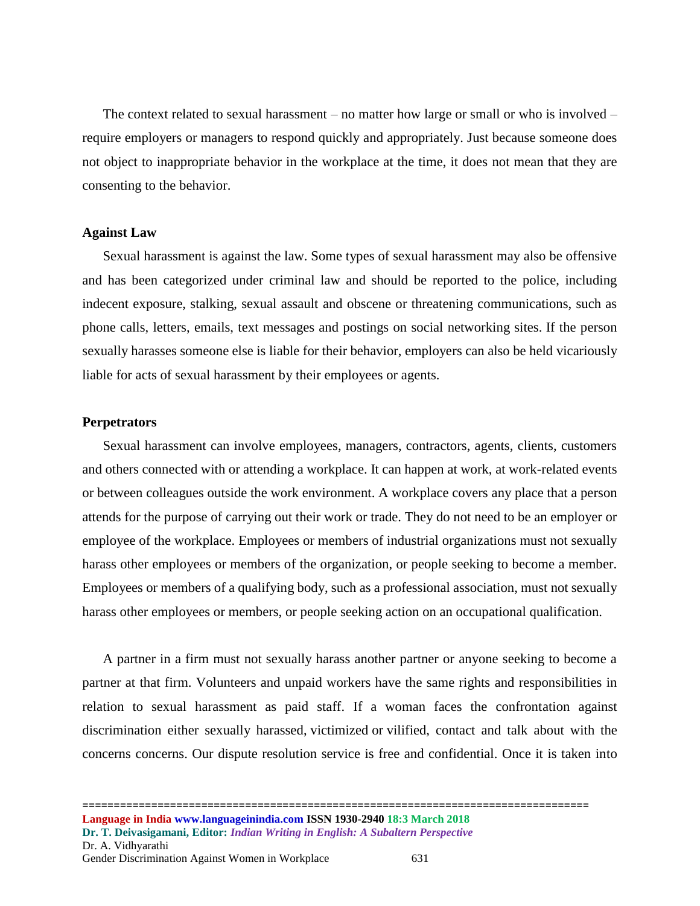The context related to sexual harassment – no matter how large or small or who is involved – require employers or managers to respond quickly and appropriately. Just because someone does not object to inappropriate behavior in the workplace at the time, it does not mean that they are consenting to the behavior.

**Against Law**

Sexual harassment is against the law. Some types of sexual harassment may also be offensive and has been categorized under criminal law and should be reported to the police, including indecent exposure, stalking, sexual assault and obscene or threatening communications, such as phone calls, letters, emails, text messages and postings on social networking sites. If the person sexually harasses someone else is liable for their behavior, employers can also be held vicariously liable for acts of sexual harassment by their employees or agents.

**Perpetrators**

Sexual harassment can involve employees, managers, contractors, agents, clients, customers and others connected with or attending a workplace. It can happen at work, at work-related events or between colleagues outside the work environment. A workplace covers any place that a person attends for the purpose of carrying out their work or trade. They do not need to be an employer or employee of the workplace. Employees or members of industrial organizations must not sexually harass other employees or members of the organization, or people seeking to become a member. Employees or members of a qualifying body, such as a professional association, must not sexually harass other employees or members, or people seeking action on an occupational qualification.

A partner in a firm must not sexually harass another partner or anyone seeking to become a partner at that firm. Volunteers and unpaid workers have the same rights and responsibilities in relation to sexual harassment as paid staff. If a woman faces the confrontation against discrimination either sexually harassed, victimized or vilified, contact and talk about with the concerns concerns. Our dispute resolution service is free and confidential. Once it is taken into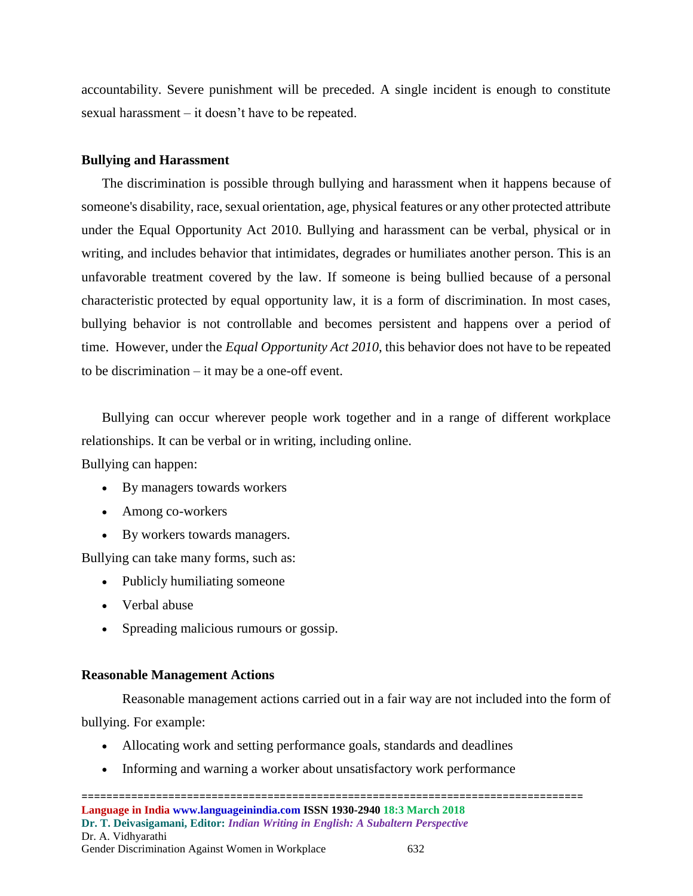accountability. Severe punishment will be preceded. A single incident is enough to constitute sexual harassment – it doesn't have to be repeated.

**Bullying and Harassment**

The discrimination is possible through bullying and harassment when it happens because of someone's disability, race, sexual orientation, age, physical features or any other protected attribute under the Equal Opportunity Act 2010. Bullying and harassment can be verbal, physical or in writing, and includes behavior that intimidates, degrades or humiliates another person. This is an unfavorable treatment covered by the law. If someone is being bullied because of a personal characteristic protected by equal opportunity law, it is a form of discrimination. In most cases, bullying behavior is not controllable and becomes persistent and happens over a period of time. However, under the *Equal Opportunity Act 2010*, this behavior does not have to be repeated to be discrimination – it may be a one-off event.

Bullying can occur wherever people work together and in a range of different workplace relationships. It can be verbal or in writing, including online.

Bullying can happen:

- By managers towards workers
- Among co-workers
- By workers towards managers.

Bullying can take many forms, such as:

- Publicly humiliating someone
- Verbal abuse
- Spreading malicious rumours or gossip.

**Reasonable Management Actions**

Reasonable management actions carried out in a fair way are not included into the form of bullying. For example:

- Allocating work and setting performance goals, standards and deadlines
- Informing and warning a worker about unsatisfactory work performance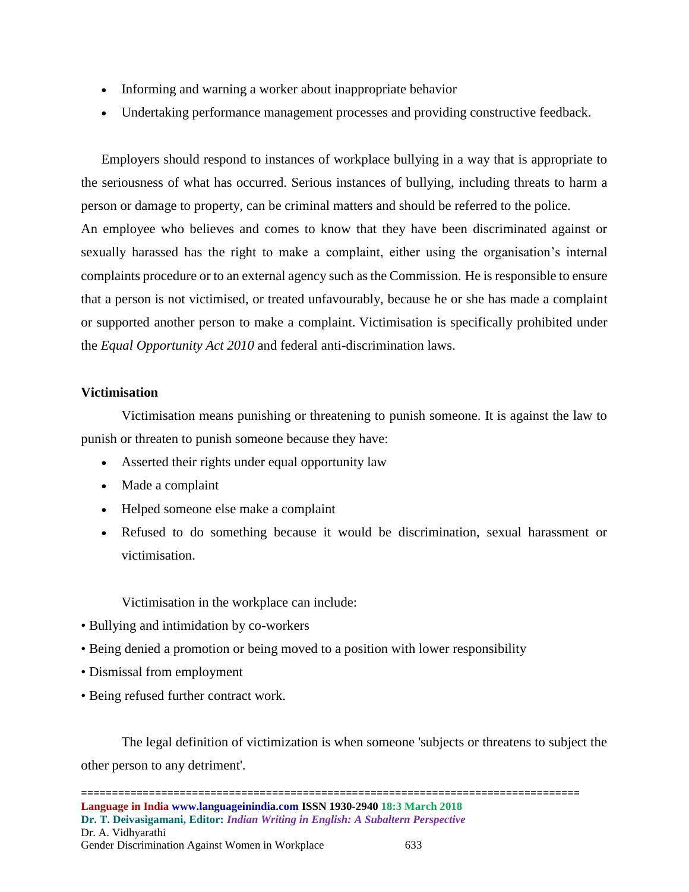- Informing and warning a worker about inappropriate behavior
- Undertaking performance management processes and providing constructive feedback.

Employers should respond to instances of workplace bullying in a way that is appropriate to the seriousness of what has occurred. Serious instances of bullying, including threats to harm a person or damage to property, can be criminal matters and should be referred to the police.
An employee who believes and comes to know that they have been discriminated against or sexually harassed has the right to make a complaint, either using the organisation's internal complaints procedure or to an external agency such as the Commission. He is responsible to ensure that a person is not victimised, or treated unfavourably, because he or she has made a complaint or supported another person to make a complaint. Victimisation is specifically prohibited under the *Equal Opportunity Act 2010* and federal anti-discrimination laws.

**Victimisation**

Victimisation means punishing or threatening to punish someone. It is against the law to punish or threaten to punish someone because they have:

- Asserted their rights under equal opportunity law
- Made a complaint
- Helped someone else make a complaint
- Refused to do something because it would be discrimination, sexual harassment or victimisation.

Victimisation in the workplace can include:

- Bullying and intimidation by co-workers
- Being denied a promotion or being moved to a position with lower responsibility
- Dismissal from employment
- Being refused further contract work.

The legal definition of victimization is when someone 'subjects or threatens to subject the other person to any detriment'.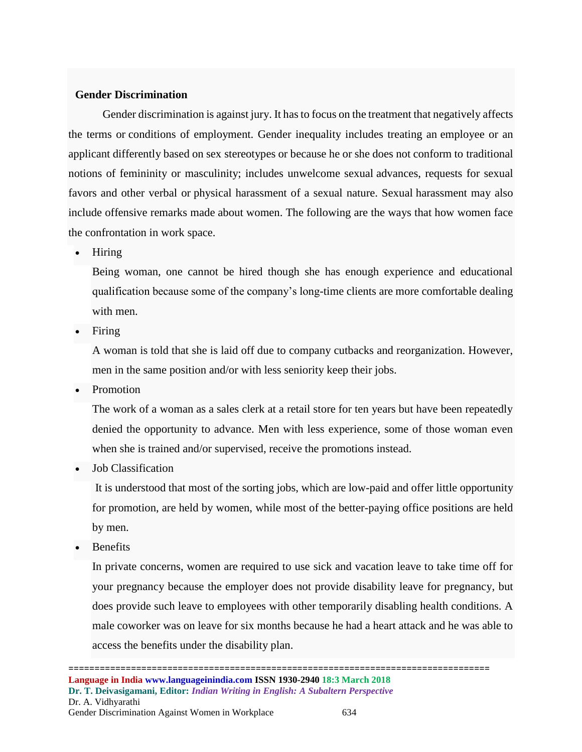**Gender Discrimination**

Gender discrimination is against jury. It has to focus on the treatment that negatively affects the terms or conditions of employment. Gender inequality includes treating an employee or an applicant differently based on sex stereotypes or because he or she does not conform to traditional notions of femininity or masculinity; includes unwelcome sexual advances, requests for sexual favors and other verbal or physical harassment of a sexual nature. Sexual harassment may also include offensive remarks made about women. The following are the ways that how women face the confrontation in work space.

- Hiring

  Being woman, one cannot be hired though she has enough experience and educational qualification because some of the company's long-time clients are more comfortable dealing with men.

- Firing

  A woman is told that she is laid off due to company cutbacks and reorganization. However, men in the same position and/or with less seniority keep their jobs.

- Promotion

  The work of a woman as a sales clerk at a retail store for ten years but have been repeatedly denied the opportunity to advance. Men with less experience, some of those woman even when she is trained and/or supervised, receive the promotions instead.

- Job Classification

  It is understood that most of the sorting jobs, which are low-paid and offer little opportunity for promotion, are held by women, while most of the better-paying office positions are held by men.

- Benefits

  In private concerns, women are required to use sick and vacation leave to take time off for your pregnancy because the employer does not provide disability leave for pregnancy, but does provide such leave to employees with other temporarily disabling health conditions. A male coworker was on leave for six months because he had a heart attack and he was able to access the benefits under the disability plan.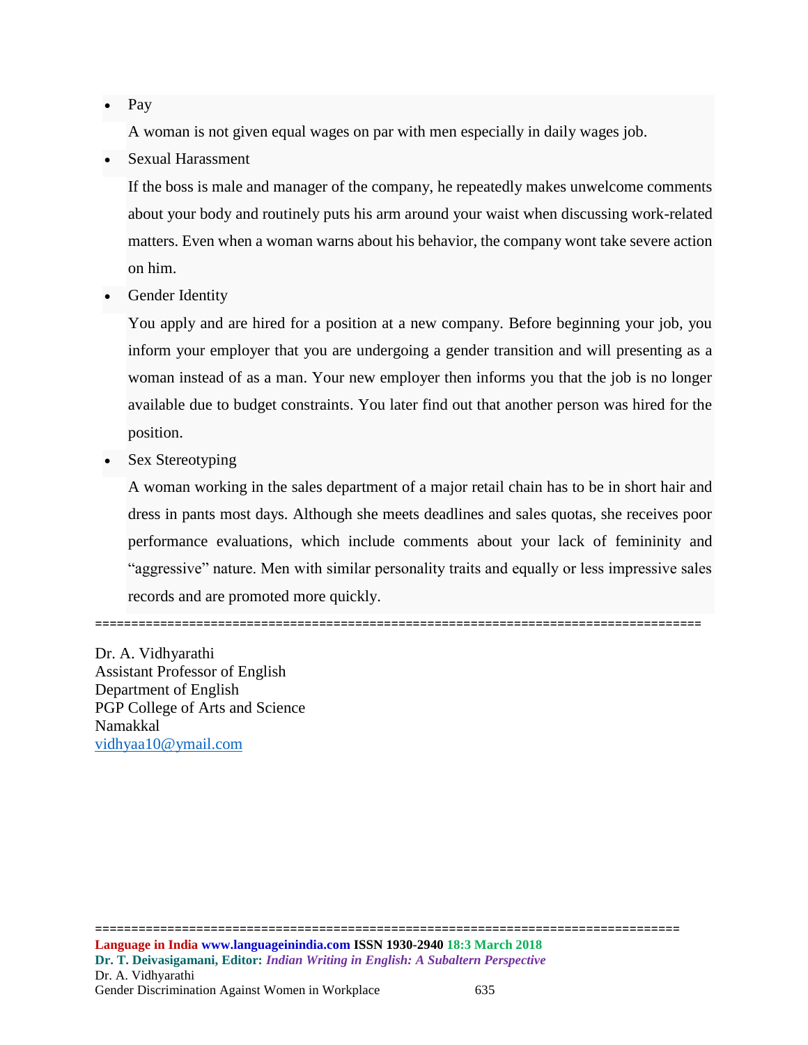- Pay

  A woman is not given equal wages on par with men especially in daily wages job.

- Sexual Harassment

  If the boss is male and manager of the company, he repeatedly makes unwelcome comments about your body and routinely puts his arm around your waist when discussing work-related matters. Even when a woman warns about his behavior, the company wont take severe action on him.

- Gender Identity

  You apply and are hired for a position at a new company. Before beginning your job, you inform your employer that you are undergoing a gender transition and will presenting as a woman instead of as a man. Your new employer then informs you that the job is no longer available due to budget constraints. You later find out that another person was hired for the position.

- Sex Stereotyping

  A woman working in the sales department of a major retail chain has to be in short hair and dress in pants most days. Although she meets deadlines and sales quotas, she receives poor performance evaluations, which include comments about your lack of femininity and "aggressive" nature. Men with similar personality traits and equally or less impressive sales records and are promoted more quickly.

=================================================================================

Dr. A. Vidhyarathi
Assistant Professor of English
Department of English
PGP College of Arts and Science
Namakkal
vidhyaa10@ymail.com